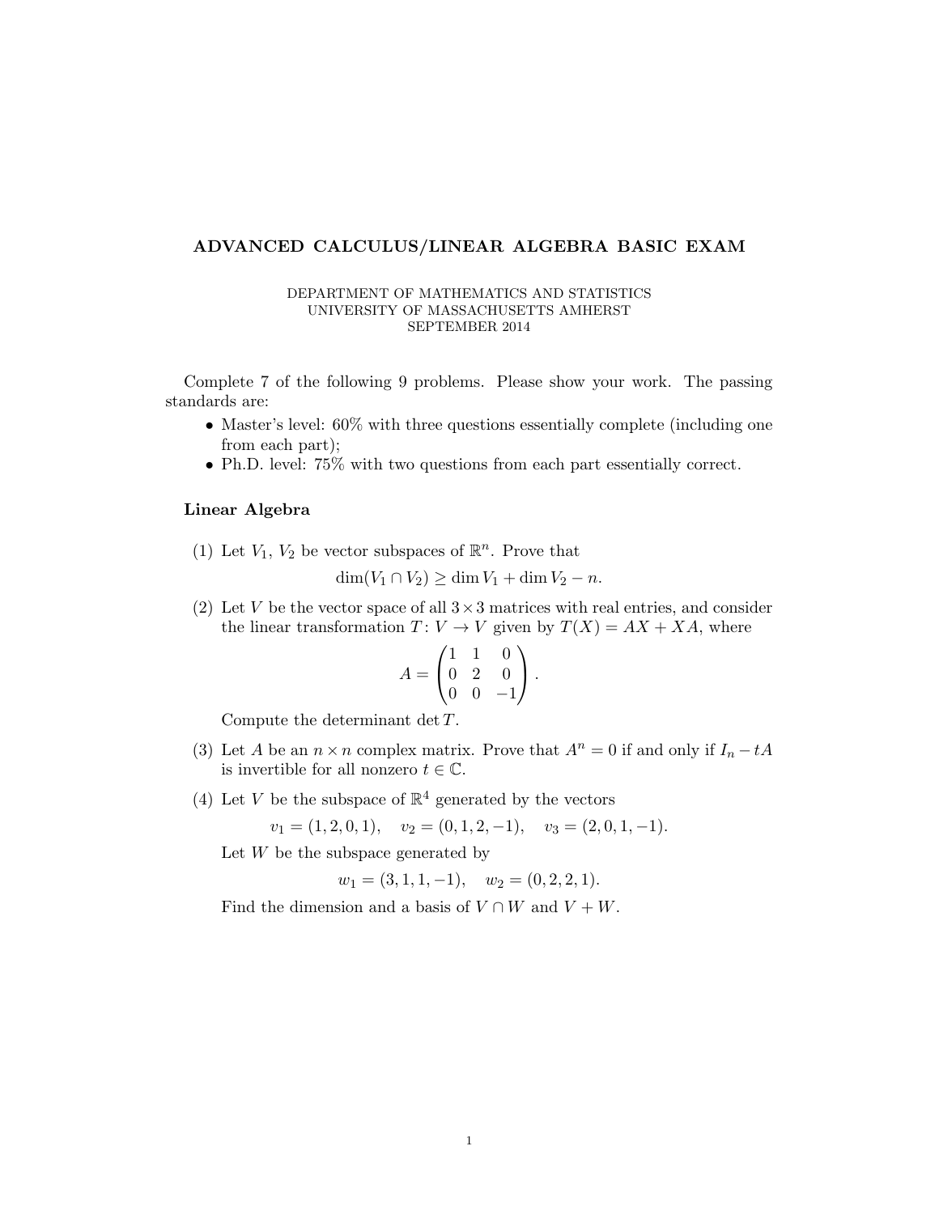# ADVANCED CALCULUS/LINEAR ALGEBRA BASIC EXAM

DEPARTMENT OF MATHEMATICS AND STATISTICS
UNIVERSITY OF MASSACHUSETTS AMHERST
SEPTEMBER 2014

Complete 7 of the following 9 problems. Please show your work. The passing standards are:

- Master's level: 60% with three questions essentially complete (including one from each part);
- Ph.D. level: 75% with two questions from each part essentially correct.

## Linear Algebra

(1) Let $V_1$, $V_2$ be vector subspaces of $\mathbb{R}^n$. Prove that

$$\dim(V_1 \cap V_2) \geq \dim V_1 + \dim V_2 - n.$$

(2) Let $V$ be the vector space of all $3 \times 3$ matrices with real entries, and consider the linear transformation $T\colon V \to V$ given by $T(X) = AX + XA$, where

$$A = \begin{pmatrix} 1 & 1 & 0 \\ 0 & 2 & 0 \\ 0 & 0 & -1 \end{pmatrix}.$$

Compute the determinant $\det T$.

(3) Let $A$ be an $n \times n$ complex matrix. Prove that $A^n = 0$ if and only if $I_n - tA$ is invertible for all nonzero $t \in \mathbb{C}$.

(4) Let $V$ be the subspace of $\mathbb{R}^4$ generated by the vectors

$$v_1 = (1, 2, 0, 1), \quad v_2 = (0, 1, 2, -1), \quad v_3 = (2, 0, 1, -1).$$

Let $W$ be the subspace generated by

$$w_1 = (3, 1, 1, -1), \quad w_2 = (0, 2, 2, 1).$$

Find the dimension and a basis of $V \cap W$ and $V + W$.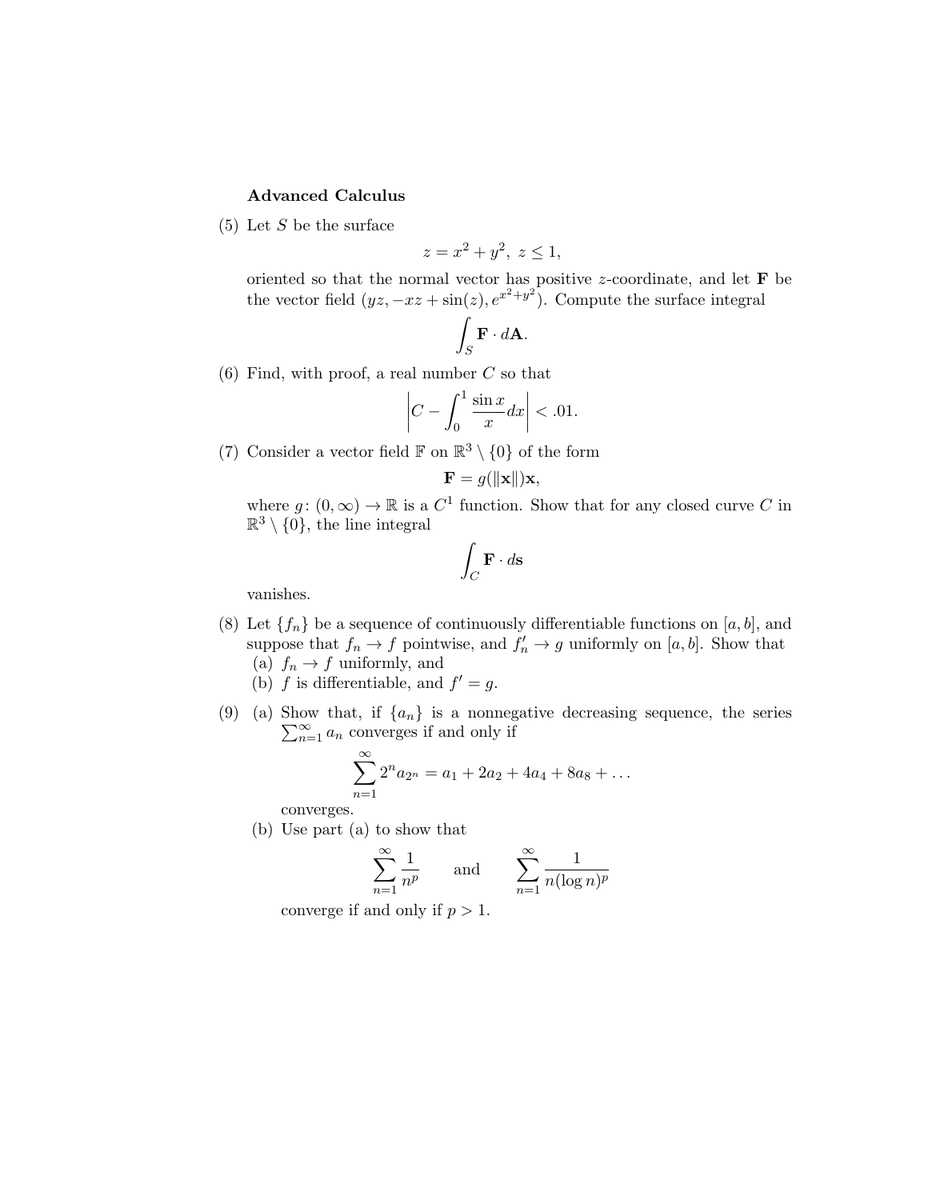**Advanced Calculus**

(5) Let $S$ be the surface

$$z = x^2 + y^2, \; z \leq 1,$$

oriented so that the normal vector has positive $z$-coordinate, and let $\mathbf{F}$ be the vector field $(yz, -xz + \sin(z), e^{x^2+y^2})$. Compute the surface integral

$$\int_S \mathbf{F} \cdot d\mathbf{A}.$$

(6) Find, with proof, a real number $C$ so that

$$\left| C - \int_0^1 \frac{\sin x}{x} dx \right| < .01.$$

(7) Consider a vector field $\mathbb{F}$ on $\mathbb{R}^3 \setminus \{0\}$ of the form

$$\mathbf{F} = g(\|\mathbf{x}\|)\mathbf{x},$$

where $g\colon (0, \infty) \to \mathbb{R}$ is a $C^1$ function. Show that for any closed curve $C$ in $\mathbb{R}^3 \setminus \{0\}$, the line integral

$$\int_C \mathbf{F} \cdot d\mathbf{s}$$

vanishes.

(8) Let $\{f_n\}$ be a sequence of continuously differentiable functions on $[a, b]$, and suppose that $f_n \to f$ pointwise, and $f_n' \to g$ uniformly on $[a, b]$. Show that
(a) $f_n \to f$ uniformly, and
(b) $f$ is differentiable, and $f' = g$.

(9) (a) Show that, if $\{a_n\}$ is a nonnegative decreasing sequence, the series $\sum_{n=1}^{\infty} a_n$ converges if and only if

$$\sum_{n=1}^{\infty} 2^n a_{2^n} = a_1 + 2a_2 + 4a_4 + 8a_8 + \ldots$$

converges.
(b) Use part (a) to show that

$$\sum_{n=1}^{\infty} \frac{1}{n^p} \qquad \text{and} \qquad \sum_{n=1}^{\infty} \frac{1}{n(\log n)^p}$$

converge if and only if $p > 1$.